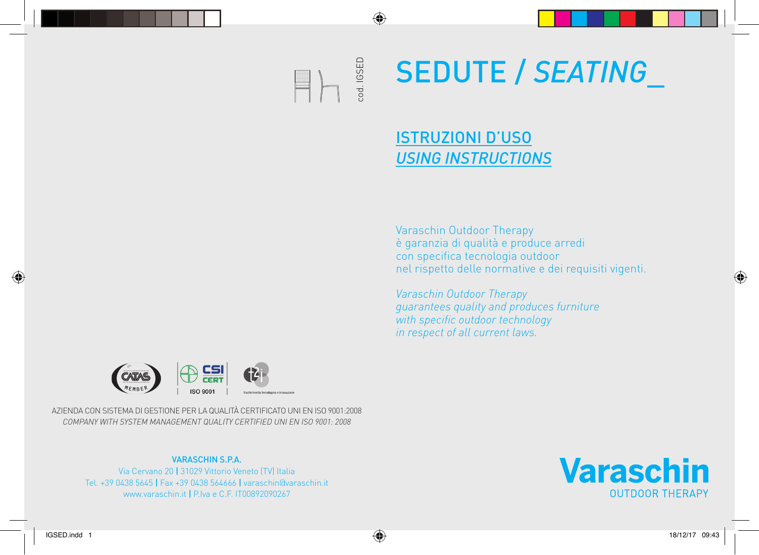cod. IGSED

# SEDUTE / *SEATING_*

## ISTRUZIONI D'USO
## *USING INSTRUCTIONS*

Varaschin Outdoor Therapy
è garanzia di qualità e produce arredi
con specifica tecnologia outdoor
nel rispetto delle normative e dei requisiti vigenti.

*Varaschin Outdoor Therapy
guarantees quality and produces furniture
with specific outdoor technology
in respect of all current laws.*

CATAS MEMBER | CSI CERT ISO 9001 | t2i trasferimento tecnologico e innovazione

AZIENDA CON SISTEMA DI GESTIONE PER LA QUALITÀ CERTIFICATO UNI EN ISO 9001:2008
*COMPANY WITH SYSTEM MANAGEMENT QUALITY CERTIFIED UNI EN ISO 9001: 2008*

**VARASCHIN S.P.A.**
Via Cervano 20 | 31029 Vittorio Veneto (TV) Italia
Tel. +39 0438 5645 | Fax +39 0438 564666 | varaschin@varaschin.it
www.varaschin.it | P.Iva e C.F. IT00892090267

**Varaschin**
OUTDOOR THERAPY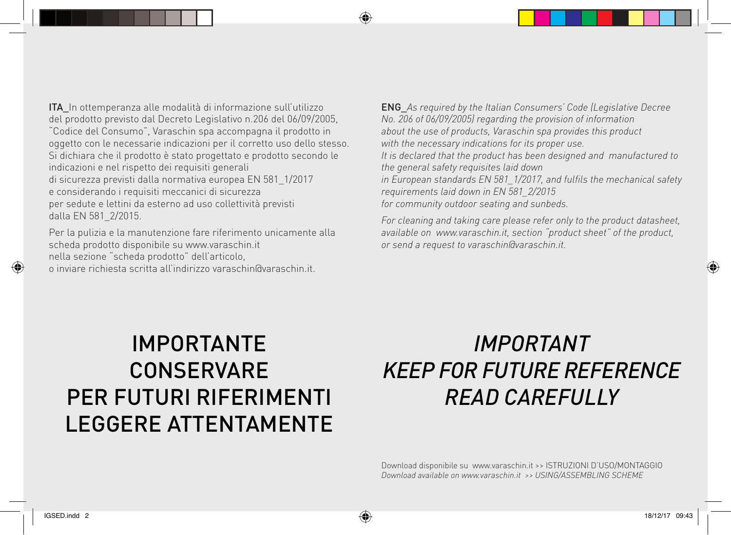**ITA_**In ottemperanza alle modalità di informazione sull'utilizzo del prodotto previsto dal Decreto Legislativo n.206 del 06/09/2005, "Codice del Consumo", Varaschin spa accompagna il prodotto in oggetto con le necessarie indicazioni per il corretto uso dello stesso. Si dichiara che il prodotto è stato progettato e prodotto secondo le indicazioni e nel rispetto dei requisiti generali di sicurezza previsti dalla normativa europea EN 581_1/2017 e considerando i requisiti meccanici di sicurezza per sedute e lettini da esterno ad uso collettività previsti dalla EN 581_2/2015.

Per la pulizia e la manutenzione fare riferimento unicamente alla scheda prodotto disponibile su www.varaschin.it nella sezione "scheda prodotto" dell'articolo, o inviare richiesta scritta all'indirizzo varaschin@varaschin.it.

# IMPORTANTE
# CONSERVARE
# PER FUTURI RIFERIMENTI
# LEGGERE ATTENTAMENTE

**ENG_***As required by the Italian Consumers' Code (Legislative Decree No. 206 of 06/09/2005) regarding the provision of information about the use of products, Varaschin spa provides this product with the necessary indications for its proper use. It is declared that the product has been designed and manufactured to the general safety requisites laid down in European standards EN 581_1/2017, and fulfils the mechanical safety requirements laid down in EN 581_2/2015 for community outdoor seating and sunbeds.*

*For cleaning and taking care please refer only to the product datasheet, available on www.varaschin.it, section "product sheet" of the product, or send a request to varaschin@varaschin.it.*

# *IMPORTANT*
# *KEEP FOR FUTURE REFERENCE*
# *READ CAREFULLY*

Download disponibile su www.varaschin.it >> ISTRUZIONI D'USO/MONTAGGIO
*Download available on www.varaschin.it >> USING/ASSEMBLING SCHEME*